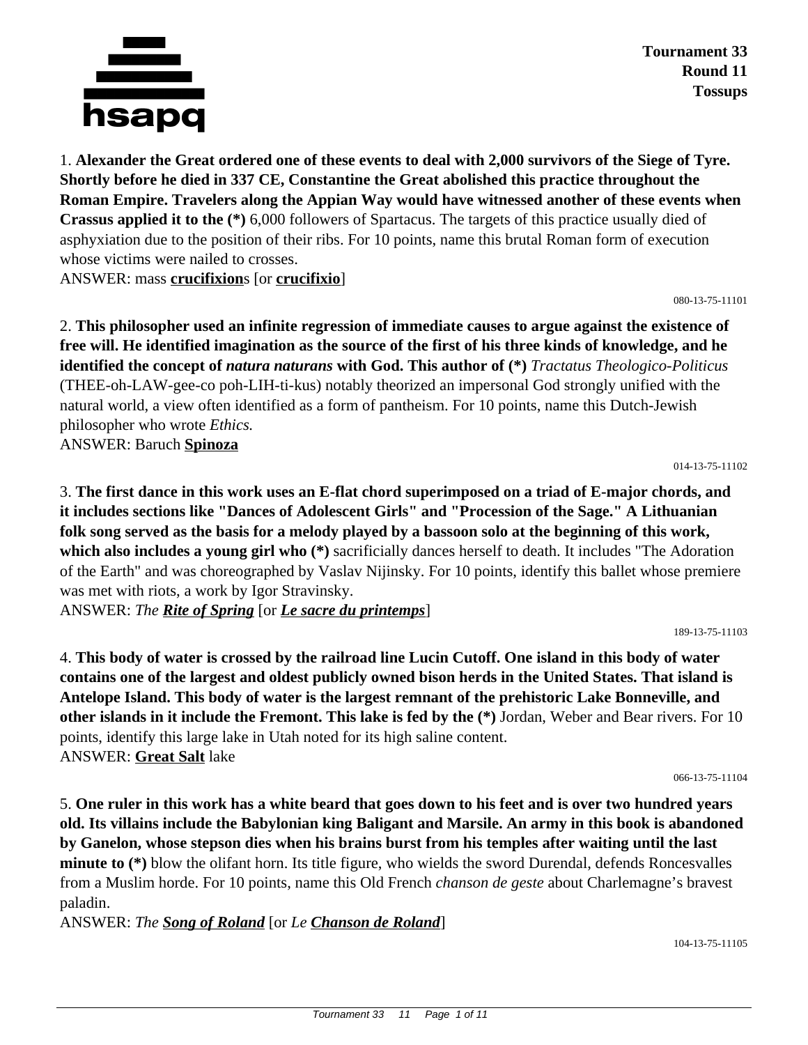**Tournament 33**
**Round 11**
**Tossups**

1. **Alexander the Great ordered one of these events to deal with 2,000 survivors of the Siege of Tyre. Shortly before he died in 337 CE, Constantine the Great abolished this practice throughout the Roman Empire. Travelers along the Appian Way would have witnessed another of these events when Crassus applied it to the (*)** 6,000 followers of Spartacus. The targets of this practice usually died of asphyxiation due to the position of their ribs. For 10 points, name this brutal Roman form of execution whose victims were nailed to crosses.
ANSWER: mass **crucifixion**s [or **crucifixio**]

080-13-75-11101

2. **This philosopher used an infinite regression of immediate causes to argue against the existence of free will. He identified imagination as the source of the first of his three kinds of knowledge, and he identified the concept of *natura naturans* with God. This author of (*)** *Tractatus Theologico-Politicus* (THEE-oh-LAW-gee-co poh-LIH-ti-kus) notably theorized an impersonal God strongly unified with the natural world, a view often identified as a form of pantheism. For 10 points, name this Dutch-Jewish philosopher who wrote *Ethics.*
ANSWER: Baruch **Spinoza**

014-13-75-11102

3. **The first dance in this work uses an E-flat chord superimposed on a triad of E-major chords, and it includes sections like "Dances of Adolescent Girls" and "Procession of the Sage." A Lithuanian folk song served as the basis for a melody played by a bassoon solo at the beginning of this work, which also includes a young girl who (*)** sacrificially dances herself to death. It includes "The Adoration of the Earth" and was choreographed by Vaslav Nijinsky. For 10 points, identify this ballet whose premiere was met with riots, a work by Igor Stravinsky.
ANSWER: *The **Rite of Spring*** [or ***Le sacre du printemps***]

189-13-75-11103

4. **This body of water is crossed by the railroad line Lucin Cutoff. One island in this body of water contains one of the largest and oldest publicly owned bison herds in the United States. That island is Antelope Island. This body of water is the largest remnant of the prehistoric Lake Bonneville, and other islands in it include the Fremont. This lake is fed by the (*)** Jordan, Weber and Bear rivers. For 10 points, identify this large lake in Utah noted for its high saline content.
ANSWER: **Great Salt** lake

066-13-75-11104

5. **One ruler in this work has a white beard that goes down to his feet and is over two hundred years old. Its villains include the Babylonian king Baligant and Marsile. An army in this book is abandoned by Ganelon, whose stepson dies when his brains burst from his temples after waiting until the last minute to (*)** blow the olifant horn. Its title figure, who wields the sword Durendal, defends Roncesvalles from a Muslim horde. For 10 points, name this Old French *chanson de geste* about Charlemagne's bravest paladin.
ANSWER: *The **Song of Roland*** [or *Le **Chanson de Roland***]

104-13-75-11105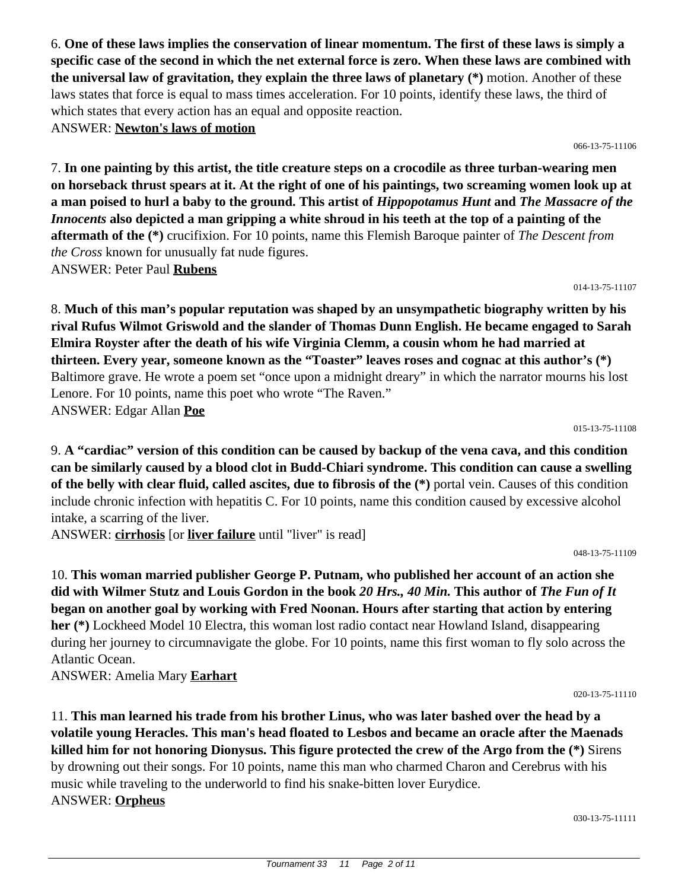6. **One of these laws implies the conservation of linear momentum. The first of these laws is simply a specific case of the second in which the net external force is zero. When these laws are combined with the universal law of gravitation, they explain the three laws of planetary (*)** motion. Another of these laws states that force is equal to mass times acceleration. For 10 points, identify these laws, the third of which states that every action has an equal and opposite reaction.

ANSWER: **Newton's laws of motion**

066-13-75-11106

7. **In one painting by this artist, the title creature steps on a crocodile as three turban-wearing men on horseback thrust spears at it. At the right of one of his paintings, two screaming women look up at a man poised to hurl a baby to the ground. This artist of *Hippopotamus Hunt* and *The Massacre of the Innocents* also depicted a man gripping a white shroud in his teeth at the top of a painting of the aftermath of the (*)** crucifixion. For 10 points, name this Flemish Baroque painter of *The Descent from the Cross* known for unusually fat nude figures.

ANSWER: Peter Paul **Rubens**

014-13-75-11107

8. **Much of this man's popular reputation was shaped by an unsympathetic biography written by his rival Rufus Wilmot Griswold and the slander of Thomas Dunn English. He became engaged to Sarah Elmira Royster after the death of his wife Virginia Clemm, a cousin whom he had married at thirteen. Every year, someone known as the "Toaster" leaves roses and cognac at this author's (*)** Baltimore grave. He wrote a poem set "once upon a midnight dreary" in which the narrator mourns his lost Lenore. For 10 points, name this poet who wrote "The Raven."

ANSWER: Edgar Allan **Poe**

015-13-75-11108

9. **A "cardiac" version of this condition can be caused by backup of the vena cava, and this condition can be similarly caused by a blood clot in Budd-Chiari syndrome. This condition can cause a swelling of the belly with clear fluid, called ascites, due to fibrosis of the (*)** portal vein. Causes of this condition include chronic infection with hepatitis C. For 10 points, name this condition caused by excessive alcohol intake, a scarring of the liver.

ANSWER: **cirrhosis** [or **liver failure** until "liver" is read]

048-13-75-11109

10. **This woman married publisher George P. Putnam, who published her account of an action she did with Wilmer Stutz and Louis Gordon in the book *20 Hrs., 40 Min.* This author of *The Fun of It* began on another goal by working with Fred Noonan. Hours after starting that action by entering her (*)** Lockheed Model 10 Electra, this woman lost radio contact near Howland Island, disappearing during her journey to circumnavigate the globe. For 10 points, name this first woman to fly solo across the Atlantic Ocean.

ANSWER: Amelia Mary **Earhart**

020-13-75-11110

11. **This man learned his trade from his brother Linus, who was later bashed over the head by a volatile young Heracles. This man's head floated to Lesbos and became an oracle after the Maenads killed him for not honoring Dionysus. This figure protected the crew of the Argo from the (*)** Sirens by drowning out their songs. For 10 points, name this man who charmed Charon and Cerebrus with his music while traveling to the underworld to find his snake-bitten lover Eurydice.

ANSWER: **Orpheus**

030-13-75-11111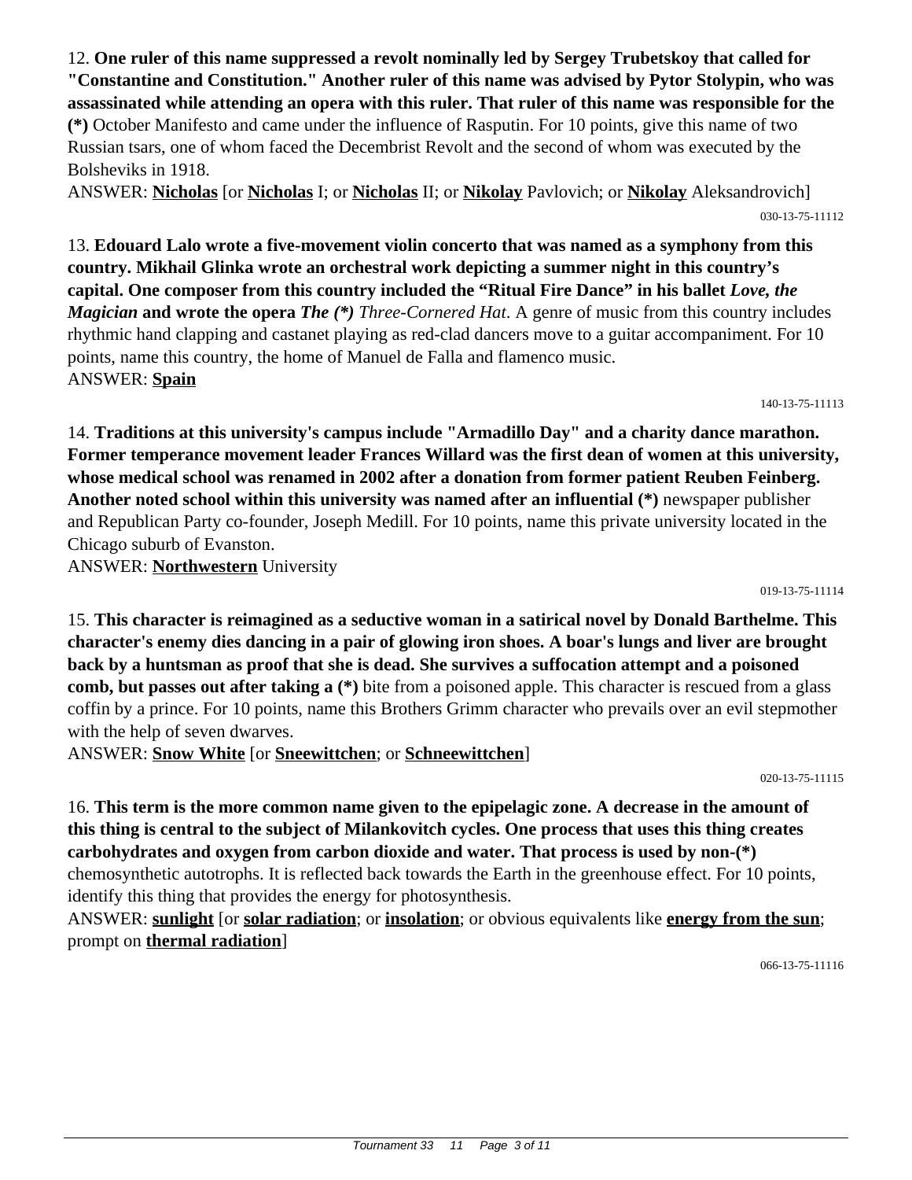12. **One ruler of this name suppressed a revolt nominally led by Sergey Trubetskoy that called for "Constantine and Constitution." Another ruler of this name was advised by Pytor Stolypin, who was assassinated while attending an opera with this ruler. That ruler of this name was responsible for the (*)** October Manifesto and came under the influence of Rasputin. For 10 points, give this name of two Russian tsars, one of whom faced the Decembrist Revolt and the second of whom was executed by the Bolsheviks in 1918.

ANSWER: **Nicholas** [or **Nicholas** I; or **Nicholas** II; or **Nikolay** Pavlovich; or **Nikolay** Aleksandrovich]

030-13-75-11112

13. **Edouard Lalo wrote a five-movement violin concerto that was named as a symphony from this country. Mikhail Glinka wrote an orchestral work depicting a summer night in this country's capital. One composer from this country included the "Ritual Fire Dance" in his ballet *Love, the Magician* and wrote the opera *The (*)*** *Three-Cornered Hat*. A genre of music from this country includes rhythmic hand clapping and castanet playing as red-clad dancers move to a guitar accompaniment. For 10 points, name this country, the home of Manuel de Falla and flamenco music.

ANSWER: **Spain**

140-13-75-11113

14. **Traditions at this university's campus include "Armadillo Day" and a charity dance marathon. Former temperance movement leader Frances Willard was the first dean of women at this university, whose medical school was renamed in 2002 after a donation from former patient Reuben Feinberg. Another noted school within this university was named after an influential (*)** newspaper publisher and Republican Party co-founder, Joseph Medill. For 10 points, name this private university located in the Chicago suburb of Evanston.

ANSWER: **Northwestern** University

019-13-75-11114

15. **This character is reimagined as a seductive woman in a satirical novel by Donald Barthelme. This character's enemy dies dancing in a pair of glowing iron shoes. A boar's lungs and liver are brought back by a huntsman as proof that she is dead. She survives a suffocation attempt and a poisoned comb, but passes out after taking a (*)** bite from a poisoned apple. This character is rescued from a glass coffin by a prince. For 10 points, name this Brothers Grimm character who prevails over an evil stepmother with the help of seven dwarves.

ANSWER: **Snow White** [or **Sneewittchen**; or **Schneewittchen**]

020-13-75-11115

16. **This term is the more common name given to the epipelagic zone. A decrease in the amount of this thing is central to the subject of Milankovitch cycles. One process that uses this thing creates carbohydrates and oxygen from carbon dioxide and water. That process is used by non-(*)** chemosynthetic autotrophs. It is reflected back towards the Earth in the greenhouse effect. For 10 points, identify this thing that provides the energy for photosynthesis.

ANSWER: **sunlight** [or **solar radiation**; or **insolation**; or obvious equivalents like **energy from the sun**; prompt on **thermal radiation**]

066-13-75-11116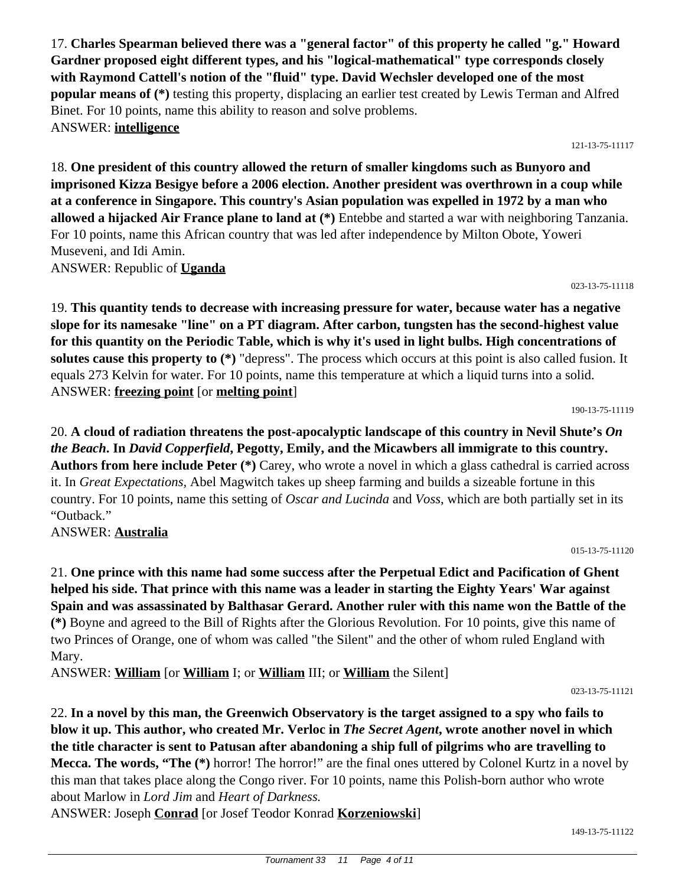17. **Charles Spearman believed there was a "general factor" of this property he called "g." Howard Gardner proposed eight different types, and his "logical-mathematical" type corresponds closely with Raymond Cattell's notion of the "fluid" type. David Wechsler developed one of the most popular means of (*)** testing this property, displacing an earlier test created by Lewis Terman and Alfred Binet. For 10 points, name this ability to reason and solve problems.
ANSWER: **intelligence**

121-13-75-11117

18. **One president of this country allowed the return of smaller kingdoms such as Bunyoro and imprisoned Kizza Besigye before a 2006 election. Another president was overthrown in a coup while at a conference in Singapore. This country's Asian population was expelled in 1972 by a man who allowed a hijacked Air France plane to land at (*)** Entebbe and started a war with neighboring Tanzania. For 10 points, name this African country that was led after independence by Milton Obote, Yoweri Museveni, and Idi Amin.
ANSWER: Republic of **Uganda**

023-13-75-11118

19. **This quantity tends to decrease with increasing pressure for water, because water has a negative slope for its namesake "line" on a PT diagram. After carbon, tungsten has the second-highest value for this quantity on the Periodic Table, which is why it's used in light bulbs. High concentrations of solutes cause this property to (*)** "depress". The process which occurs at this point is also called fusion. It equals 273 Kelvin for water. For 10 points, name this temperature at which a liquid turns into a solid.
ANSWER: **freezing point** [or **melting point**]

190-13-75-11119

20. **A cloud of radiation threatens the post-apocalyptic landscape of this country in Nevil Shute's *On the Beach*. In *David Copperfield*, Pegotty, Emily, and the Micawbers all immigrate to this country. Authors from here include Peter (*)** Carey, who wrote a novel in which a glass cathedral is carried across it. In *Great Expectations,* Abel Magwitch takes up sheep farming and builds a sizeable fortune in this country. For 10 points, name this setting of *Oscar and Lucinda* and *Voss*, which are both partially set in its "Outback."
ANSWER: **Australia**

015-13-75-11120

21. **One prince with this name had some success after the Perpetual Edict and Pacification of Ghent helped his side. That prince with this name was a leader in starting the Eighty Years' War against Spain and was assassinated by Balthasar Gerard. Another ruler with this name won the Battle of the (*)** Boyne and agreed to the Bill of Rights after the Glorious Revolution. For 10 points, give this name of two Princes of Orange, one of whom was called "the Silent" and the other of whom ruled England with Mary.
ANSWER: **William** [or **William** I; or **William** III; or **William** the Silent]

023-13-75-11121

22. **In a novel by this man, the Greenwich Observatory is the target assigned to a spy who fails to blow it up. This author, who created Mr. Verloc in *The Secret Agent*, wrote another novel in which the title character is sent to Patusan after abandoning a ship full of pilgrims who are travelling to Mecca. The words, "The (*)** horror! The horror!" are the final ones uttered by Colonel Kurtz in a novel by this man that takes place along the Congo river. For 10 points, name this Polish-born author who wrote about Marlow in *Lord Jim* and *Heart of Darkness.*
ANSWER: Joseph **Conrad** [or Josef Teodor Konrad **Korzeniowski**]

149-13-75-11122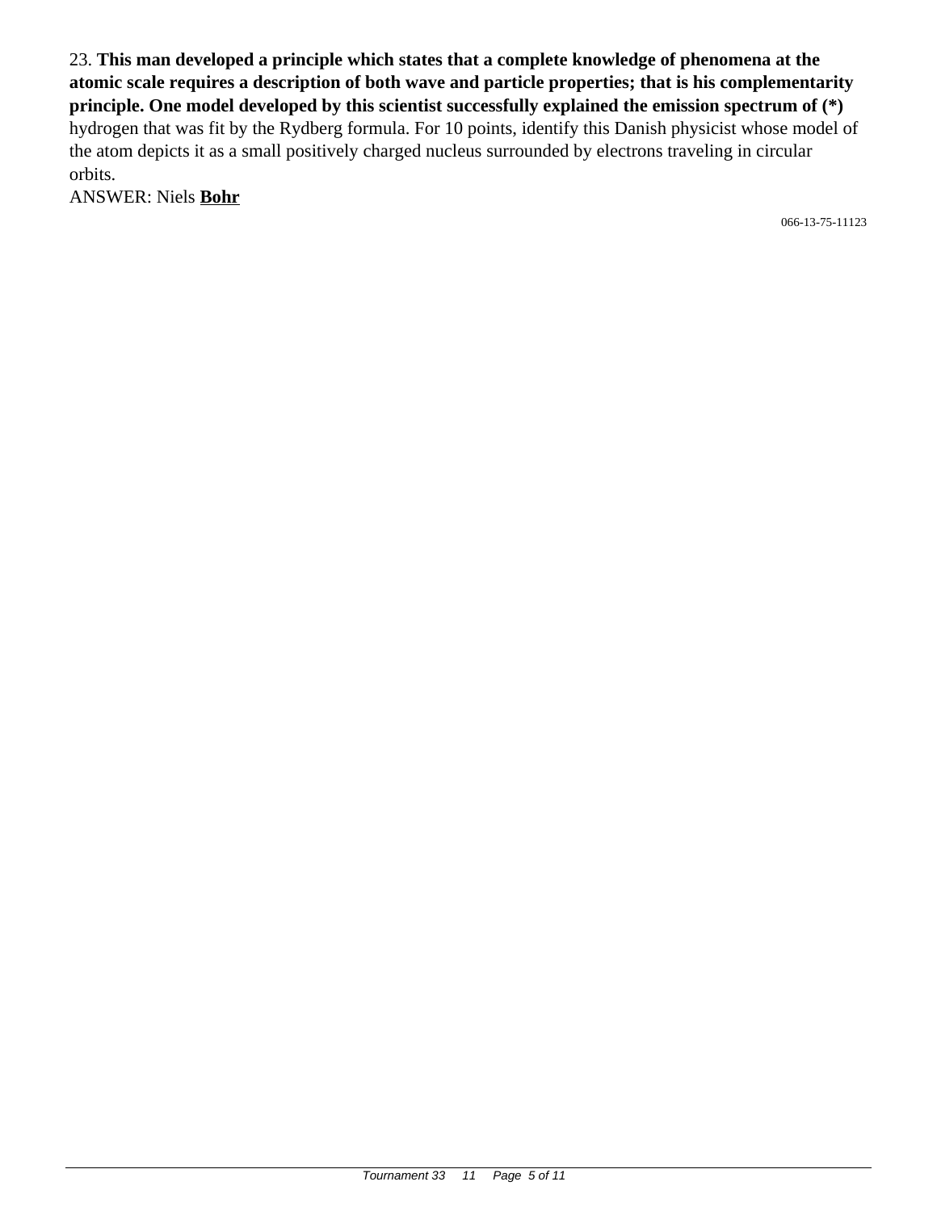23. **This man developed a principle which states that a complete knowledge of phenomena at the atomic scale requires a description of both wave and particle properties; that is his complementarity principle. One model developed by this scientist successfully explained the emission spectrum of (*)** hydrogen that was fit by the Rydberg formula. For 10 points, identify this Danish physicist whose model of the atom depicts it as a small positively charged nucleus surrounded by electrons traveling in circular orbits.

ANSWER: Niels **<u>Bohr</u>**

066-13-75-11123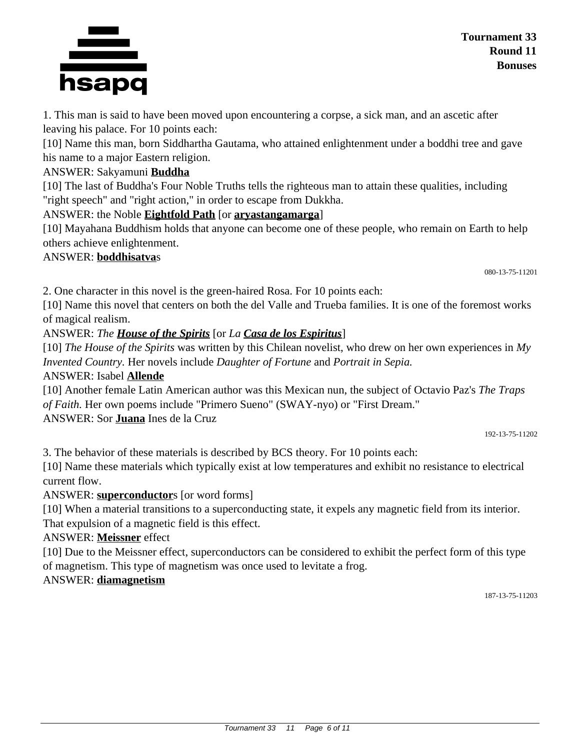1. This man is said to have been moved upon encountering a corpse, a sick man, and an ascetic after leaving his palace. For 10 points each:

[10] Name this man, born Siddhartha Gautama, who attained enlightenment under a boddhi tree and gave his name to a major Eastern religion.

ANSWER: Sakyamuni **Buddha**

[10] The last of Buddha's Four Noble Truths tells the righteous man to attain these qualities, including "right speech" and "right action," in order to escape from Dukkha.

ANSWER: the Noble **Eightfold Path** [or **aryastangamarga**]

[10] Mayahana Buddhism holds that anyone can become one of these people, who remain on Earth to help others achieve enlightenment.

ANSWER: **boddhisatva**s

080-13-75-11201

2. One character in this novel is the green-haired Rosa. For 10 points each:

[10] Name this novel that centers on both the del Valle and Trueba families. It is one of the foremost works of magical realism.

ANSWER: *The **House of the Spirits*** [or *La **Casa de los Espiritus***]

[10] *The House of the Spirits* was written by this Chilean novelist, who drew on her own experiences in *My Invented Country*. Her novels include *Daughter of Fortune* and *Portrait in Sepia.*

ANSWER: Isabel **Allende**

[10] Another female Latin American author was this Mexican nun, the subject of Octavio Paz's *The Traps of Faith.* Her own poems include "Primero Sueno" (SWAY-nyo) or "First Dream."

ANSWER: Sor **Juana** Ines de la Cruz

192-13-75-11202

3. The behavior of these materials is described by BCS theory. For 10 points each:

[10] Name these materials which typically exist at low temperatures and exhibit no resistance to electrical current flow.

ANSWER: **superconductor**s [or word forms]

[10] When a material transitions to a superconducting state, it expels any magnetic field from its interior. That expulsion of a magnetic field is this effect.

ANSWER: **Meissner** effect

[10] Due to the Meissner effect, superconductors can be considered to exhibit the perfect form of this type of magnetism. This type of magnetism was once used to levitate a frog.

ANSWER: **diamagnetism**

187-13-75-11203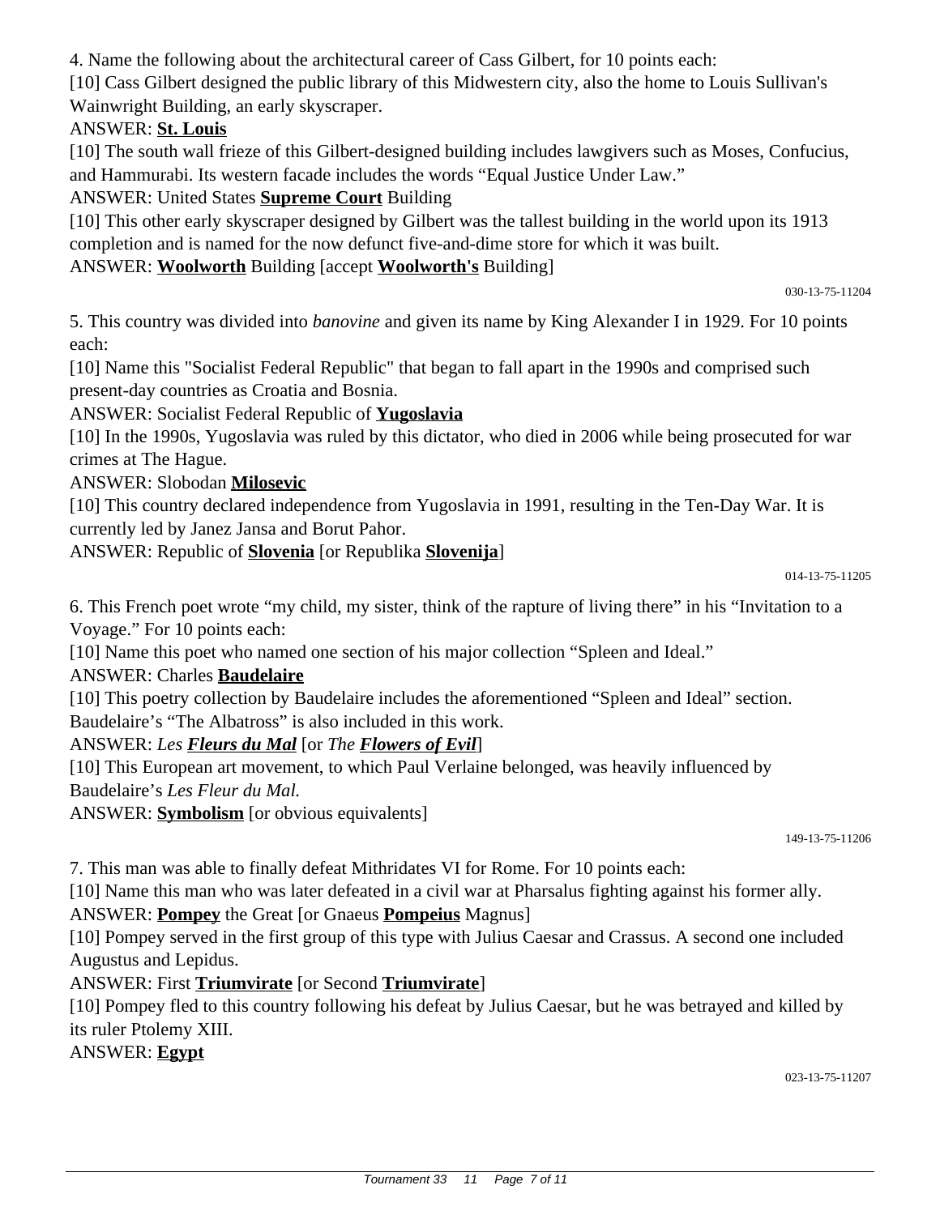4. Name the following about the architectural career of Cass Gilbert, for 10 points each:

[10] Cass Gilbert designed the public library of this Midwestern city, also the home to Louis Sullivan's Wainwright Building, an early skyscraper.

ANSWER: **St. Louis**

[10] The south wall frieze of this Gilbert-designed building includes lawgivers such as Moses, Confucius, and Hammurabi. Its western facade includes the words "Equal Justice Under Law."

ANSWER: United States **Supreme Court** Building

[10] This other early skyscraper designed by Gilbert was the tallest building in the world upon its 1913 completion and is named for the now defunct five-and-dime store for which it was built.

ANSWER: **Woolworth** Building [accept **Woolworth's** Building]

030-13-75-11204

5. This country was divided into *banovine* and given its name by King Alexander I in 1929. For 10 points each:

[10] Name this "Socialist Federal Republic" that began to fall apart in the 1990s and comprised such present-day countries as Croatia and Bosnia.

ANSWER: Socialist Federal Republic of **Yugoslavia**

[10] In the 1990s, Yugoslavia was ruled by this dictator, who died in 2006 while being prosecuted for war crimes at The Hague.

ANSWER: Slobodan **Milosevic**

[10] This country declared independence from Yugoslavia in 1991, resulting in the Ten-Day War. It is currently led by Janez Jansa and Borut Pahor.

ANSWER: Republic of **Slovenia** [or Republika **Slovenija**]

014-13-75-11205

6. This French poet wrote "my child, my sister, think of the rapture of living there" in his "Invitation to a Voyage." For 10 points each:

[10] Name this poet who named one section of his major collection "Spleen and Ideal."

ANSWER: Charles **Baudelaire**

[10] This poetry collection by Baudelaire includes the aforementioned "Spleen and Ideal" section. Baudelaire's "The Albatross" is also included in this work.

ANSWER: *Les **Fleurs du Mal*** [or *The **Flowers of Evil***]

[10] This European art movement, to which Paul Verlaine belonged, was heavily influenced by Baudelaire's *Les Fleur du Mal.*

ANSWER: **Symbolism** [or obvious equivalents]

149-13-75-11206

7. This man was able to finally defeat Mithridates VI for Rome. For 10 points each:

[10] Name this man who was later defeated in a civil war at Pharsalus fighting against his former ally.

ANSWER: **Pompey** the Great [or Gnaeus **Pompeius** Magnus]

[10] Pompey served in the first group of this type with Julius Caesar and Crassus. A second one included Augustus and Lepidus.

ANSWER: First **Triumvirate** [or Second **Triumvirate**]

[10] Pompey fled to this country following his defeat by Julius Caesar, but he was betrayed and killed by its ruler Ptolemy XIII.

ANSWER: **Egypt**

023-13-75-11207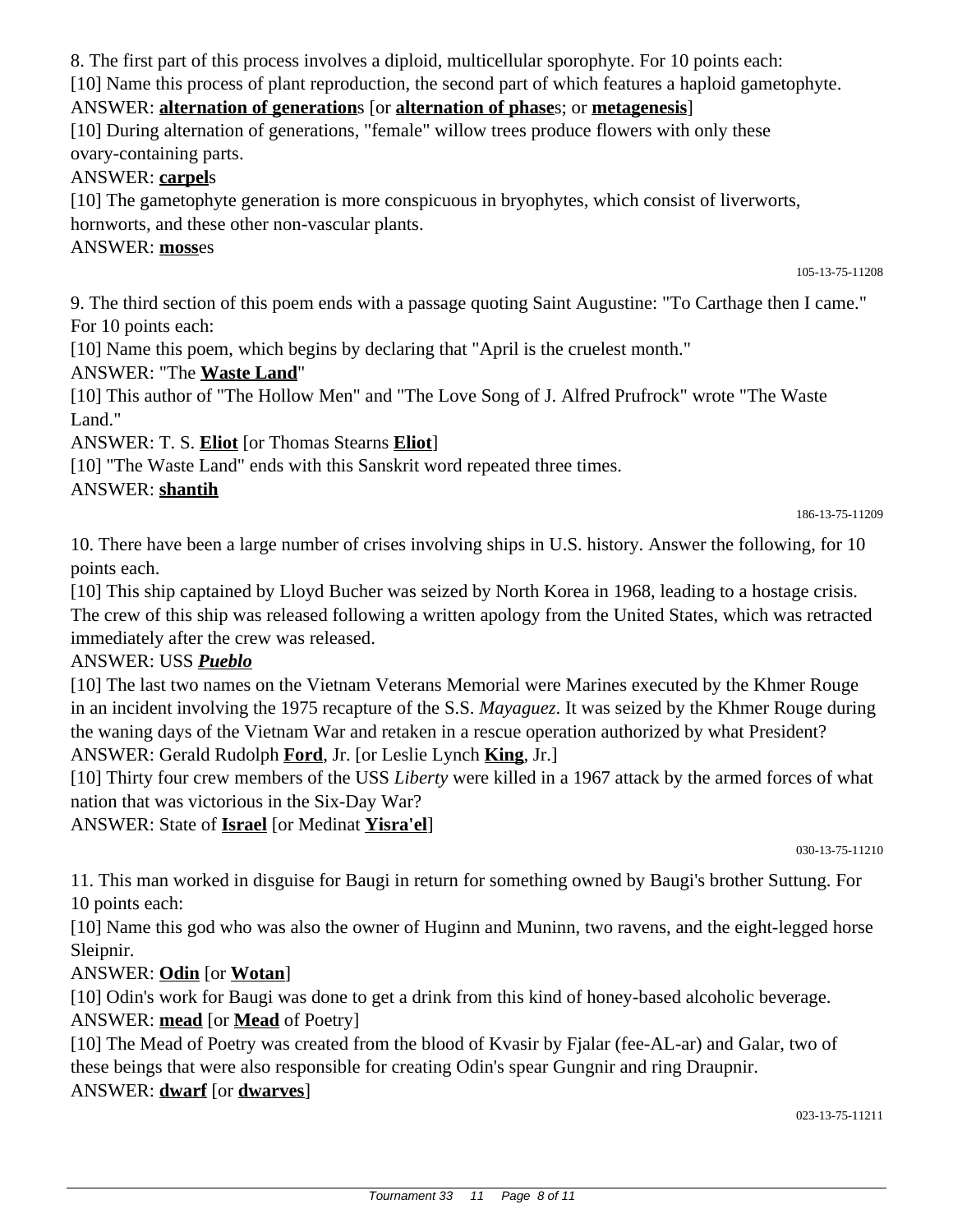8. The first part of this process involves a diploid, multicellular sporophyte. For 10 points each:

[10] Name this process of plant reproduction, the second part of which features a haploid gametophyte.

ANSWER: **alternation of generation**s [or **alternation of phase**s; or **metagenesis**]

[10] During alternation of generations, "female" willow trees produce flowers with only these ovary-containing parts.

ANSWER: **carpel**s

[10] The gametophyte generation is more conspicuous in bryophytes, which consist of liverworts, hornworts, and these other non-vascular plants.

ANSWER: **moss**es

105-13-75-11208

9. The third section of this poem ends with a passage quoting Saint Augustine: "To Carthage then I came." For 10 points each:

[10] Name this poem, which begins by declaring that "April is the cruelest month."

ANSWER: "The **Waste Land**"

[10] This author of "The Hollow Men" and "The Love Song of J. Alfred Prufrock" wrote "The Waste Land."

ANSWER: T. S. **Eliot** [or Thomas Stearns **Eliot**]

[10] "The Waste Land" ends with this Sanskrit word repeated three times.

ANSWER: **shantih**

186-13-75-11209

10. There have been a large number of crises involving ships in U.S. history. Answer the following, for 10 points each.

[10] This ship captained by Lloyd Bucher was seized by North Korea in 1968, leading to a hostage crisis. The crew of this ship was released following a written apology from the United States, which was retracted immediately after the crew was released.

ANSWER: USS ***Pueblo***

[10] The last two names on the Vietnam Veterans Memorial were Marines executed by the Khmer Rouge in an incident involving the 1975 recapture of the S.S. *Mayaguez*. It was seized by the Khmer Rouge during the waning days of the Vietnam War and retaken in a rescue operation authorized by what President?

ANSWER: Gerald Rudolph **Ford**, Jr. [or Leslie Lynch **King**, Jr.]

[10] Thirty four crew members of the USS *Liberty* were killed in a 1967 attack by the armed forces of what nation that was victorious in the Six-Day War?

ANSWER: State of **Israel** [or Medinat **Yisra'el**]

030-13-75-11210

11. This man worked in disguise for Baugi in return for something owned by Baugi's brother Suttung. For 10 points each:

[10] Name this god who was also the owner of Huginn and Muninn, two ravens, and the eight-legged horse Sleipnir.

ANSWER: **Odin** [or **Wotan**]

[10] Odin's work for Baugi was done to get a drink from this kind of honey-based alcoholic beverage.

ANSWER: **mead** [or **Mead** of Poetry]

[10] The Mead of Poetry was created from the blood of Kvasir by Fjalar (fee-AL-ar) and Galar, two of these beings that were also responsible for creating Odin's spear Gungnir and ring Draupnir.

ANSWER: **dwarf** [or **dwarves**]

023-13-75-11211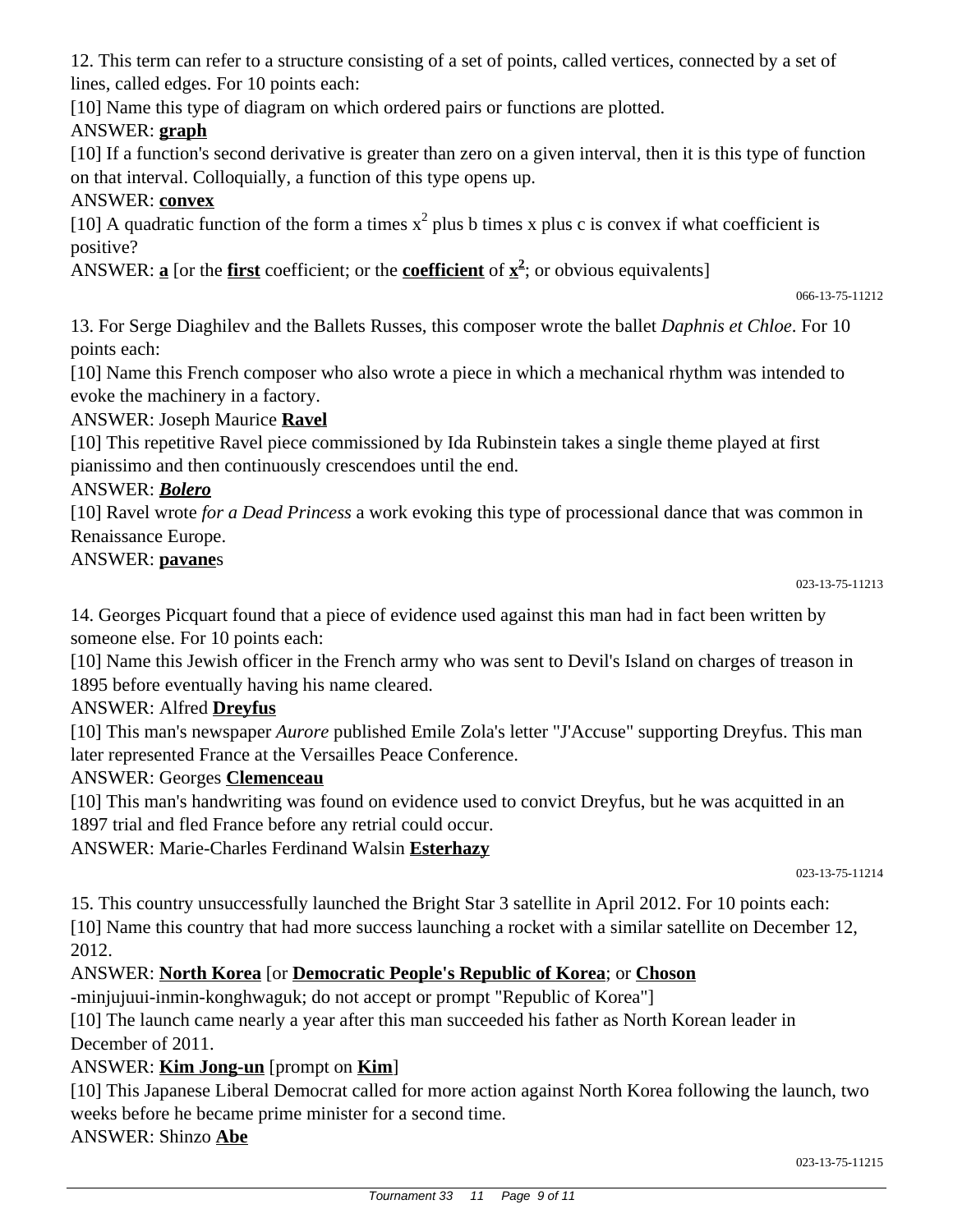12. This term can refer to a structure consisting of a set of points, called vertices, connected by a set of lines, called edges. For 10 points each:

[10] Name this type of diagram on which ordered pairs or functions are plotted.

ANSWER: **__graph__**

[10] If a function's second derivative is greater than zero on a given interval, then it is this type of function on that interval. Colloquially, a function of this type opens up.

ANSWER: **__convex__**

[10] A quadratic function of the form a times $x^2$ plus b times x plus c is convex if what coefficient is positive?

ANSWER: **__a__** [or the **__first__** coefficient; or the **__coefficient__** of **__$x^2$__**; or obvious equivalents]

066-13-75-11212

13. For Serge Diaghilev and the Ballets Russes, this composer wrote the ballet *Daphnis et Chloe*. For 10 points each:

[10] Name this French composer who also wrote a piece in which a mechanical rhythm was intended to evoke the machinery in a factory.

ANSWER: Joseph Maurice **__Ravel__**

[10] This repetitive Ravel piece commissioned by Ida Rubinstein takes a single theme played at first pianissimo and then continuously crescendoes until the end.

ANSWER: ***__Bolero__***

[10] Ravel wrote *for a Dead Princess* a work evoking this type of processional dance that was common in Renaissance Europe.

ANSWER: **__pavane__**s

023-13-75-11213

14. Georges Picquart found that a piece of evidence used against this man had in fact been written by someone else. For 10 points each:

[10] Name this Jewish officer in the French army who was sent to Devil's Island on charges of treason in 1895 before eventually having his name cleared.

ANSWER: Alfred **__Dreyfus__**

[10] This man's newspaper *Aurore* published Emile Zola's letter "J'Accuse" supporting Dreyfus. This man later represented France at the Versailles Peace Conference.

ANSWER: Georges **__Clemenceau__**

[10] This man's handwriting was found on evidence used to convict Dreyfus, but he was acquitted in an 1897 trial and fled France before any retrial could occur.

ANSWER: Marie-Charles Ferdinand Walsin **__Esterhazy__**

023-13-75-11214

15. This country unsuccessfully launched the Bright Star 3 satellite in April 2012. For 10 points each:

[10] Name this country that had more success launching a rocket with a similar satellite on December 12, 2012.

ANSWER: **__North Korea__** [or **__Democratic People's Republic of Korea__**; or **__Choson__**-minjujuui-inmin-konghwaguk; do not accept or prompt "Republic of Korea"]

[10] The launch came nearly a year after this man succeeded his father as North Korean leader in December of 2011.

ANSWER: **__Kim Jong-un__** [prompt on **__Kim__**]

[10] This Japanese Liberal Democrat called for more action against North Korea following the launch, two weeks before he became prime minister for a second time.

ANSWER: Shinzo **__Abe__**

023-13-75-11215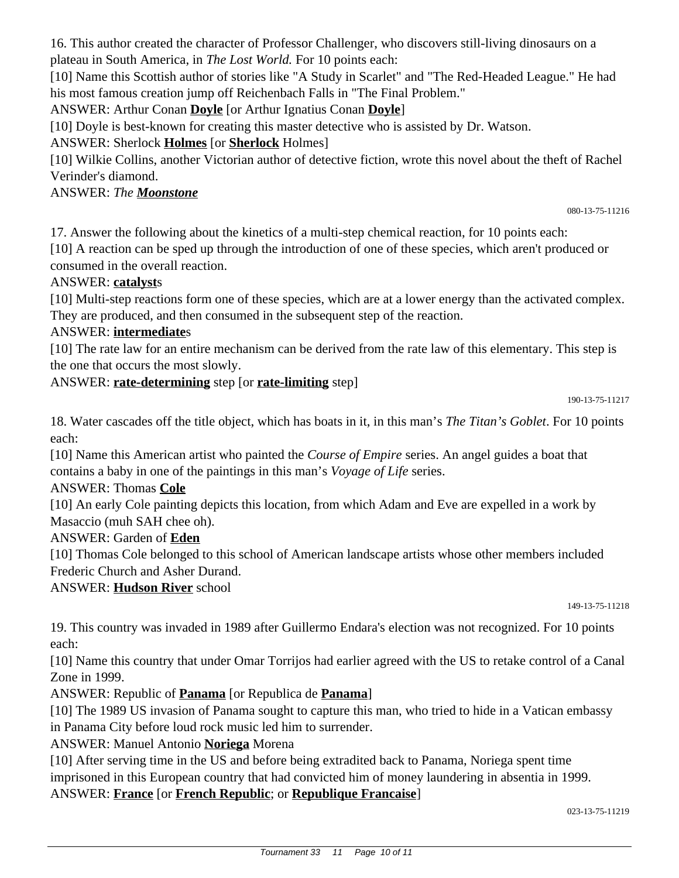16. This author created the character of Professor Challenger, who discovers still-living dinosaurs on a plateau in South America, in *The Lost World.* For 10 points each:

[10] Name this Scottish author of stories like "A Study in Scarlet" and "The Red-Headed League." He had his most famous creation jump off Reichenbach Falls in "The Final Problem."

ANSWER: Arthur Conan **Doyle** [or Arthur Ignatius Conan **Doyle**]

[10] Doyle is best-known for creating this master detective who is assisted by Dr. Watson.

ANSWER: Sherlock **Holmes** [or **Sherlock** Holmes]

[10] Wilkie Collins, another Victorian author of detective fiction, wrote this novel about the theft of Rachel Verinder's diamond.

ANSWER: *The* ***Moonstone***

080-13-75-11216

17. Answer the following about the kinetics of a multi-step chemical reaction, for 10 points each:

[10] A reaction can be sped up through the introduction of one of these species, which aren't produced or consumed in the overall reaction.

ANSWER: **catalyst**s

[10] Multi-step reactions form one of these species, which are at a lower energy than the activated complex. They are produced, and then consumed in the subsequent step of the reaction.

ANSWER: **intermediate**s

[10] The rate law for an entire mechanism can be derived from the rate law of this elementary. This step is the one that occurs the most slowly.

ANSWER: **rate-determining** step [or **rate-limiting** step]

190-13-75-11217

18. Water cascades off the title object, which has boats in it, in this man's *The Titan's Goblet*. For 10 points each:

[10] Name this American artist who painted the *Course of Empire* series. An angel guides a boat that contains a baby in one of the paintings in this man's *Voyage of Life* series.

ANSWER: Thomas **Cole**

[10] An early Cole painting depicts this location, from which Adam and Eve are expelled in a work by Masaccio (muh SAH chee oh).

ANSWER: Garden of **Eden**

[10] Thomas Cole belonged to this school of American landscape artists whose other members included Frederic Church and Asher Durand.

ANSWER: **Hudson River** school

149-13-75-11218

19. This country was invaded in 1989 after Guillermo Endara's election was not recognized. For 10 points each:

[10] Name this country that under Omar Torrijos had earlier agreed with the US to retake control of a Canal Zone in 1999.

ANSWER: Republic of **Panama** [or Republica de **Panama**]

[10] The 1989 US invasion of Panama sought to capture this man, who tried to hide in a Vatican embassy in Panama City before loud rock music led him to surrender.

ANSWER: Manuel Antonio **Noriega** Morena

[10] After serving time in the US and before being extradited back to Panama, Noriega spent time imprisoned in this European country that had convicted him of money laundering in absentia in 1999.

ANSWER: **France** [or **French Republic**; or **Republique Francaise**]

023-13-75-11219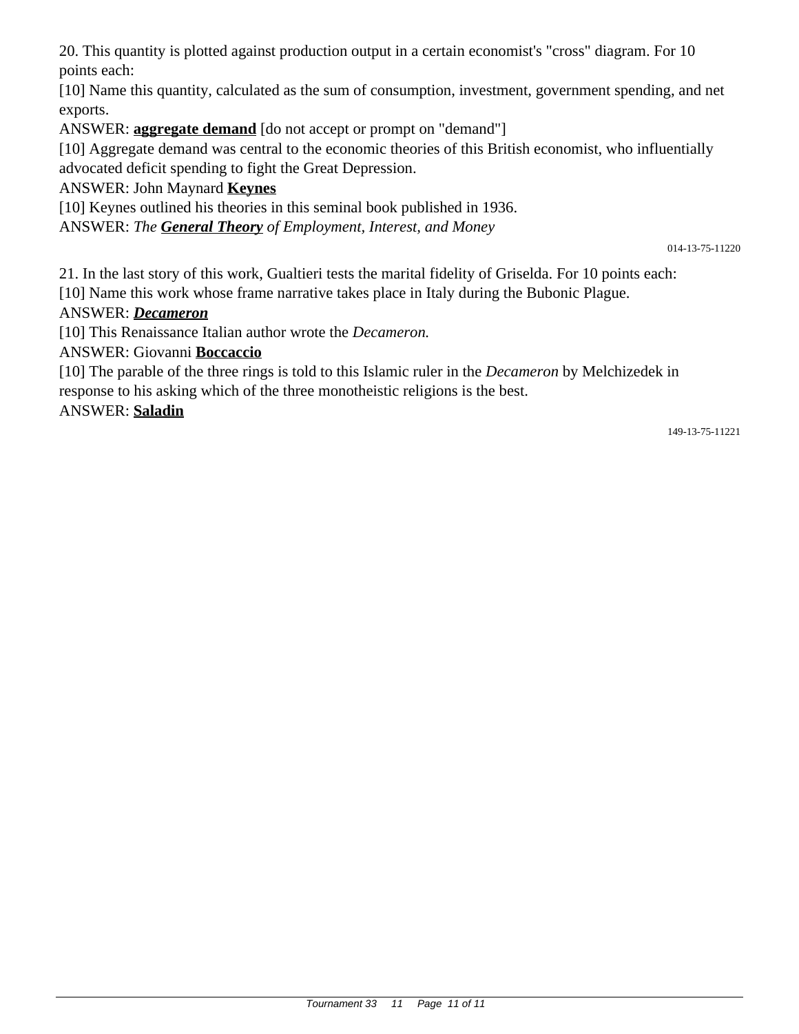20. This quantity is plotted against production output in a certain economist's "cross" diagram. For 10 points each:

[10] Name this quantity, calculated as the sum of consumption, investment, government spending, and net exports.

ANSWER: **aggregate demand** [do not accept or prompt on "demand"]

[10] Aggregate demand was central to the economic theories of this British economist, who influentially advocated deficit spending to fight the Great Depression.

ANSWER: John Maynard **Keynes**

[10] Keynes outlined his theories in this seminal book published in 1936.

ANSWER: *The **General Theory** of Employment, Interest, and Money*

014-13-75-11220

21. In the last story of this work, Gualtieri tests the marital fidelity of Griselda. For 10 points each:

[10] Name this work whose frame narrative takes place in Italy during the Bubonic Plague.

ANSWER: ***Decameron***

[10] This Renaissance Italian author wrote the *Decameron.*

ANSWER: Giovanni **Boccaccio**

[10] The parable of the three rings is told to this Islamic ruler in the *Decameron* by Melchizedek in response to his asking which of the three monotheistic religions is the best.

ANSWER: **Saladin**

149-13-75-11221